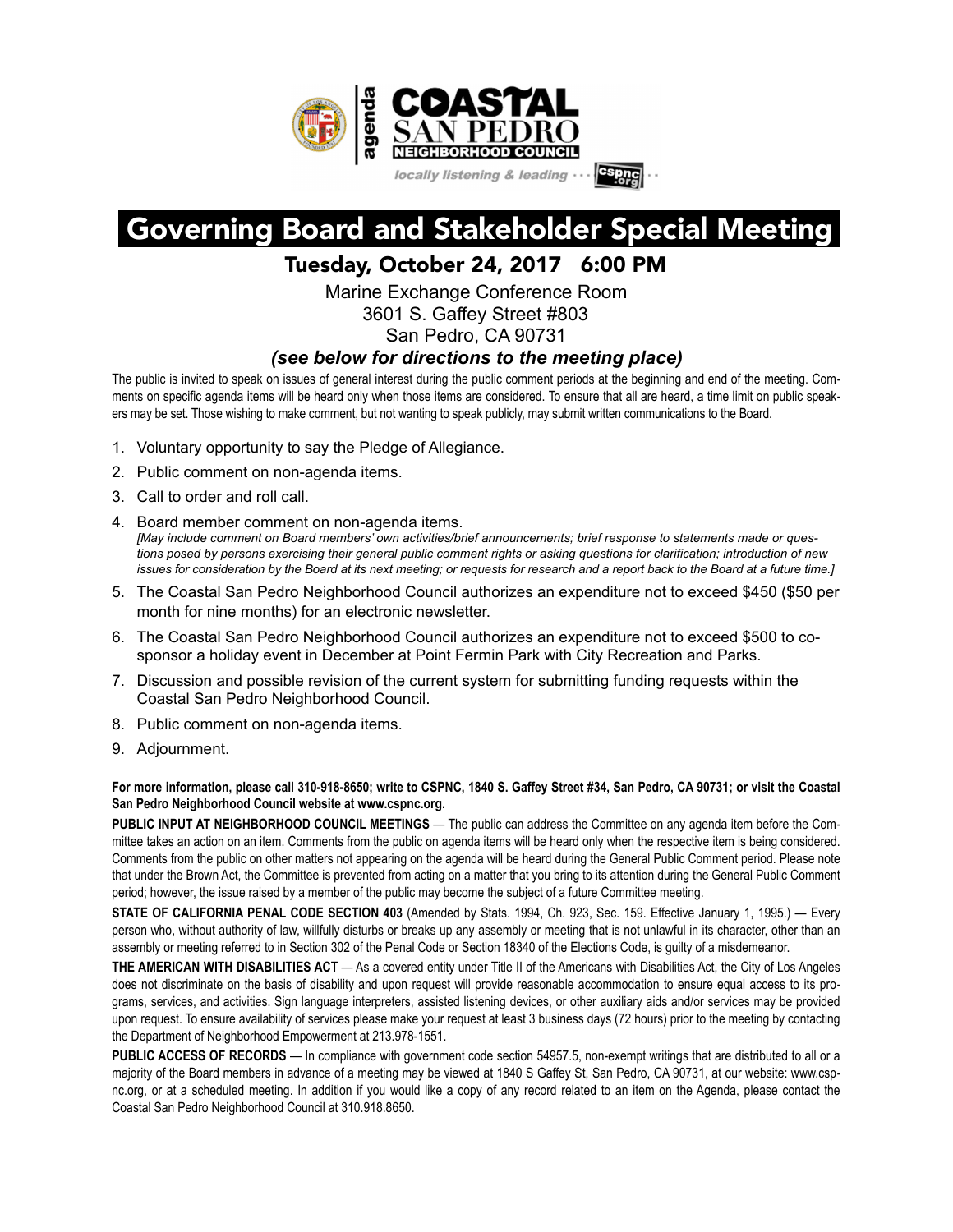agenda

# COASTAL SAN PEDRO NEIGHBORHOOD COUNCIL

*locally listening & leading ··· cspnc.org ··*

# Governing Board and Stakeholder Special Meeting

## Tuesday, October 24, 2017 6:00 PM

Marine Exchange Conference Room
3601 S. Gaffey Street #803
San Pedro, CA 90731

***(see below for directions to the meeting place)***

The public is invited to speak on issues of general interest during the public comment periods at the beginning and end of the meeting. Comments on specific agenda items will be heard only when those items are considered. To ensure that all are heard, a time limit on public speakers may be set. Those wishing to make comment, but not wanting to speak publicly, may submit written communications to the Board.

1. Voluntary opportunity to say the Pledge of Allegiance.
2. Public comment on non-agenda items.
3. Call to order and roll call.
4. Board member comment on non-agenda items.
   *[May include comment on Board members' own activities/brief announcements; brief response to statements made or questions posed by persons exercising their general public comment rights or asking questions for clarification; introduction of new issues for consideration by the Board at its next meeting; or requests for research and a report back to the Board at a future time.]*
5. The Coastal San Pedro Neighborhood Council authorizes an expenditure not to exceed $450 ($50 per month for nine months) for an electronic newsletter.
6. The Coastal San Pedro Neighborhood Council authorizes an expenditure not to exceed $500 to co-sponsor a holiday event in December at Point Fermin Park with City Recreation and Parks.
7. Discussion and possible revision of the current system for submitting funding requests within the Coastal San Pedro Neighborhood Council.
8. Public comment on non-agenda items.
9. Adjournment.

**For more information, please call 310-918-8650; write to CSPNC, 1840 S. Gaffey Street #34, San Pedro, CA 90731; or visit the Coastal San Pedro Neighborhood Council website at www.cspnc.org.**

**PUBLIC INPUT AT NEIGHBORHOOD COUNCIL MEETINGS** — The public can address the Committee on any agenda item before the Committee takes an action on an item. Comments from the public on agenda items will be heard only when the respective item is being considered. Comments from the public on other matters not appearing on the agenda will be heard during the General Public Comment period. Please note that under the Brown Act, the Committee is prevented from acting on a matter that you bring to its attention during the General Public Comment period; however, the issue raised by a member of the public may become the subject of a future Committee meeting.

**STATE OF CALIFORNIA PENAL CODE SECTION 403** (Amended by Stats. 1994, Ch. 923, Sec. 159. Effective January 1, 1995.) — Every person who, without authority of law, willfully disturbs or breaks up any assembly or meeting that is not unlawful in its character, other than an assembly or meeting referred to in Section 302 of the Penal Code or Section 18340 of the Elections Code, is guilty of a misdemeanor.

**THE AMERICAN WITH DISABILITIES ACT** — As a covered entity under Title II of the Americans with Disabilities Act, the City of Los Angeles does not discriminate on the basis of disability and upon request will provide reasonable accommodation to ensure equal access to its programs, services, and activities. Sign language interpreters, assisted listening devices, or other auxiliary aids and/or services may be provided upon request. To ensure availability of services please make your request at least 3 business days (72 hours) prior to the meeting by contacting the Department of Neighborhood Empowerment at 213.978-1551.

**PUBLIC ACCESS OF RECORDS** — In compliance with government code section 54957.5, non-exempt writings that are distributed to all or a majority of the Board members in advance of a meeting may be viewed at 1840 S Gaffey St, San Pedro, CA 90731, at our website: www.cspnc.org, or at a scheduled meeting. In addition if you would like a copy of any record related to an item on the Agenda, please contact the Coastal San Pedro Neighborhood Council at 310.918.8650.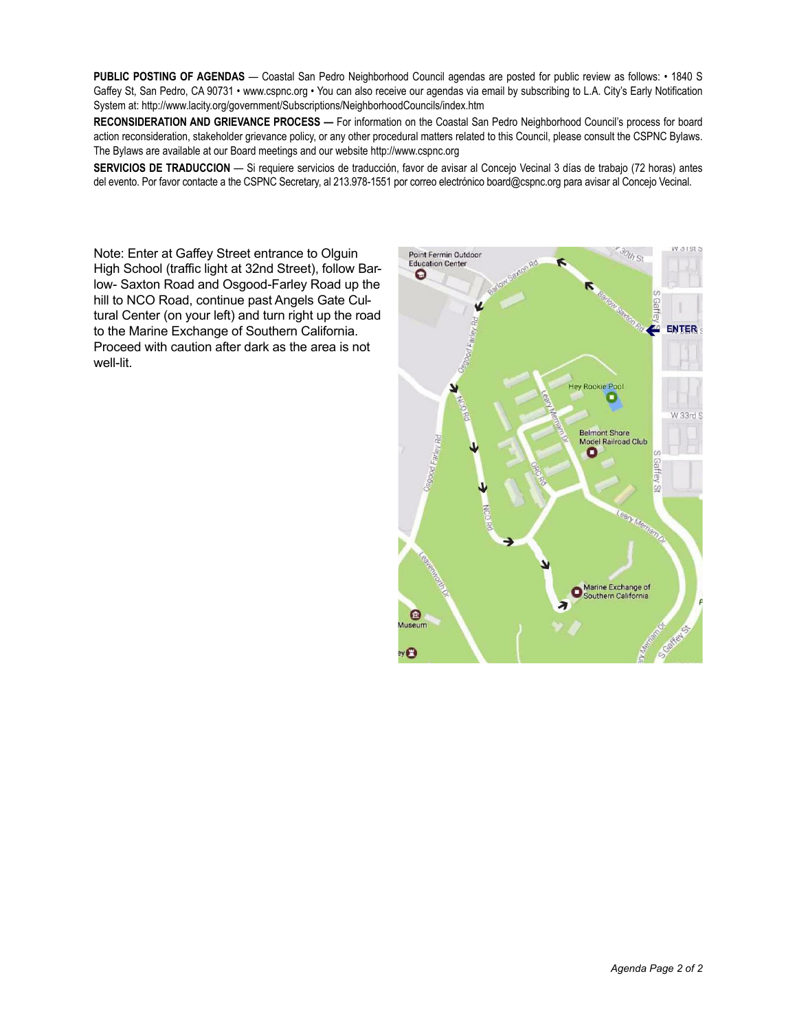**PUBLIC POSTING OF AGENDAS** — Coastal San Pedro Neighborhood Council agendas are posted for public review as follows: • 1840 S Gaffey St, San Pedro, CA 90731 • www.cspnc.org • You can also receive our agendas via email by subscribing to L.A. City's Early Notification System at: http://www.lacity.org/government/Subscriptions/NeighborhoodCouncils/index.htm

**RECONSIDERATION AND GRIEVANCE PROCESS —** For information on the Coastal San Pedro Neighborhood Council's process for board action reconsideration, stakeholder grievance policy, or any other procedural matters related to this Council, please consult the CSPNC Bylaws. The Bylaws are available at our Board meetings and our website http://www.cspnc.org

**SERVICIOS DE TRADUCCION** — Si requiere servicios de traducción, favor de avisar al Concejo Vecinal 3 días de trabajo (72 horas) antes del evento. Por favor contacte a the CSPNC Secretary, al 213.978-1551 por correo electrónico board@cspnc.org para avisar al Concejo Vecinal.

Note: Enter at Gaffey Street entrance to Olguin High School (traffic light at 32nd Street), follow Barlow- Saxton Road and Osgood-Farley Road up the hill to NCO Road, continue past Angels Gate Cultural Center (on your left) and turn right up the road to the Marine Exchange of Southern California. Proceed with caution after dark as the area is not well-lit.

Point Fermin Outdoor Education Center
Barlow Saxton Rd
W 30th St
W 31st St
S Gaffey St
ENTER
Osgood Farley Rd
Hey Rookie Pool
W 33rd St
Leary Merriam Dr
NCO Rd
Belmont Shore Model Railroad Club
ORC Rd
Leary Merriam Dr
Leavenworth Dr
Marine Exchange of Southern California
Museum
S Gaffey St